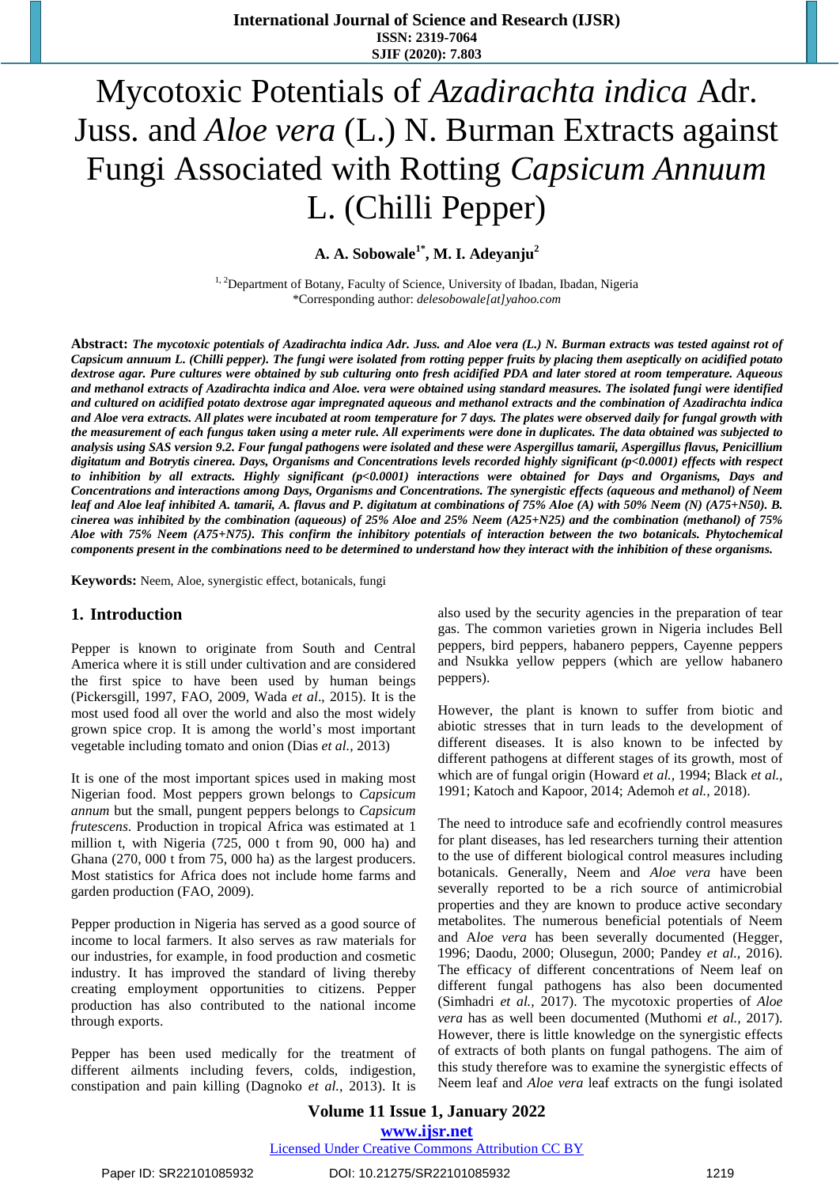# Mycotoxic Potentials of *Azadirachta indica* Adr. Juss. and *Aloe vera* (L.) N. Burman Extracts against Fungi Associated with Rotting *Capsicum Annuum* L. (Chilli Pepper)

**A. A. Sobowale[1*], M. I. Adeyanju[2]**

[1, 2]Department of Botany, Faculty of Science, University of Ibadan, Ibadan, Nigeria

*Corresponding author: *delesobowale[at]yahoo.com*

**Abstract:** ***The mycotoxic potentials of Azadirachta indica Adr. Juss. and Aloe vera (L.) N. Burman extracts was tested against rot of Capsicum annuum L. (Chilli pepper). The fungi were isolated from rotting pepper fruits by placing them aseptically on acidified potato dextrose agar. Pure cultures were obtained by sub culturing onto fresh acidified PDA and later stored at room temperature. Aqueous and methanol extracts of Azadirachta indica and Aloe. vera were obtained using standard measures. The isolated fungi were identified and cultured on acidified potato dextrose agar impregnated aqueous and methanol extracts and the combination of Azadirachta indica and Aloe vera extracts. All plates were incubated at room temperature for 7 days. The plates were observed daily for fungal growth with the measurement of each fungus taken using a meter rule. All experiments were done in duplicates. The data obtained was subjected to analysis using SAS version 9.2. Four fungal pathogens were isolated and these were Aspergillus tamarii, Aspergillus flavus, Penicillium digitatum and Botrytis cinerea. Days, Organisms and Concentrations levels recorded highly significant (p<0.0001) effects with respect to inhibition by all extracts. Highly significant (p<0.0001) interactions were obtained for Days and Organisms, Days and Concentrations and interactions among Days, Organisms and Concentrations. The synergistic effects (aqueous and methanol) of Neem leaf and Aloe leaf inhibited A. tamarii, A. flavus and P. digitatum at combinations of 75% Aloe (A) with 50% Neem (N) (A75+N50). B. cinerea was inhibited by the combination (aqueous) of 25% Aloe and 25% Neem (A25+N25) and the combination (methanol) of 75% Aloe with 75% Neem (A75+N75). This confirm the inhibitory potentials of interaction between the two botanicals. Phytochemical components present in the combinations need to be determined to understand how they interact with the inhibition of these organisms.***

**Keywords:** Neem, Aloe, synergistic effect, botanicals, fungi

## 1. Introduction

Pepper is known to originate from South and Central America where it is still under cultivation and are considered the first spice to have been used by human beings (Pickersgill, 1997, FAO, 2009, Wada *et al*., 2015). It is the most used food all over the world and also the most widely grown spice crop. It is among the world's most important vegetable including tomato and onion (Dias *et al.,* 2013)

It is one of the most important spices used in making most Nigerian food. Most peppers grown belongs to *Capsicum annum* but the small, pungent peppers belongs to *Capsicum frutescens*. Production in tropical Africa was estimated at 1 million t, with Nigeria (725, 000 t from 90, 000 ha) and Ghana (270, 000 t from 75, 000 ha) as the largest producers. Most statistics for Africa does not include home farms and garden production (FAO, 2009).

Pepper production in Nigeria has served as a good source of income to local farmers. It also serves as raw materials for our industries, for example, in food production and cosmetic industry. It has improved the standard of living thereby creating employment opportunities to citizens. Pepper production has also contributed to the national income through exports.

Pepper has been used medically for the treatment of different ailments including fevers, colds, indigestion, constipation and pain killing (Dagnoko *et al.,* 2013). It is also used by the security agencies in the preparation of tear gas. The common varieties grown in Nigeria includes Bell peppers, bird peppers, habanero peppers, Cayenne peppers and Nsukka yellow peppers (which are yellow habanero peppers).

However, the plant is known to suffer from biotic and abiotic stresses that in turn leads to the development of different diseases. It is also known to be infected by different pathogens at different stages of its growth, most of which are of fungal origin (Howard *et al.,* 1994; Black *et al.,* 1991; Katoch and Kapoor, 2014; Ademoh *et al.,* 2018).

The need to introduce safe and ecofriendly control measures for plant diseases, has led researchers turning their attention to the use of different biological control measures including botanicals. Generally, Neem and *Aloe vera* have been severally reported to be a rich source of antimicrobial properties and they are known to produce active secondary metabolites. The numerous beneficial potentials of Neem and *Aloe vera* has been severally documented (Hegger, 1996; Daodu, 2000; Olusegun, 2000; Pandey *et al.,* 2016). The efficacy of different concentrations of Neem leaf on different fungal pathogens has also been documented (Simhadri *et al.,* 2017). The mycotoxic properties of *Aloe vera* has as well been documented (Muthomi *et al.,* 2017). However, there is little knowledge on the synergistic effects of extracts of both plants on fungal pathogens. The aim of this study therefore was to examine the synergistic effects of Neem leaf and *Aloe vera* leaf extracts on the fungi isolated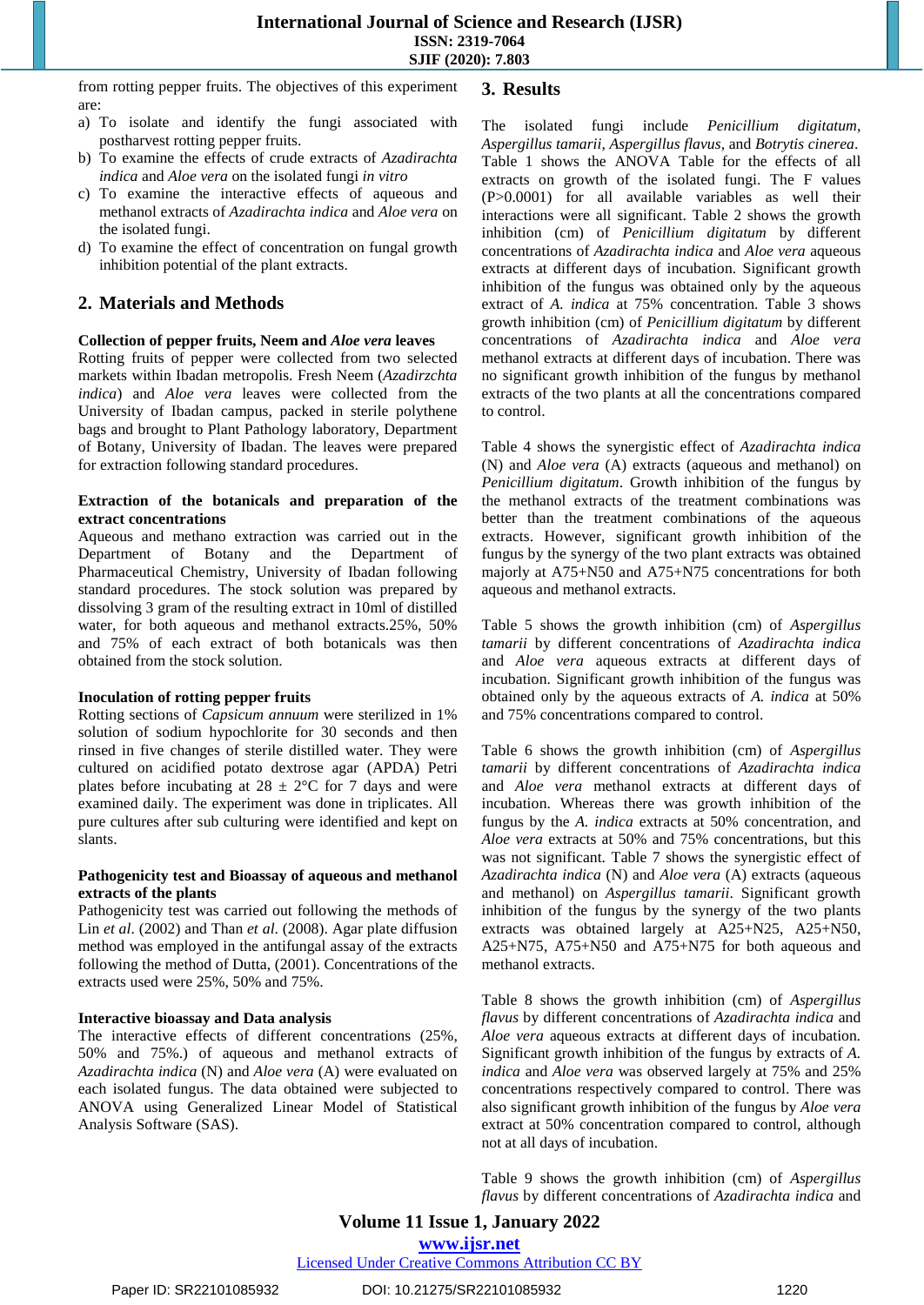from rotting pepper fruits. The objectives of this experiment are:

a) To isolate and identify the fungi associated with postharvest rotting pepper fruits.
b) To examine the effects of crude extracts of *Azadirachta indica* and *Aloe vera* on the isolated fungi *in vitro*
c) To examine the interactive effects of aqueous and methanol extracts of *Azadirachta indica* and *Aloe vera* on the isolated fungi.
d) To examine the effect of concentration on fungal growth inhibition potential of the plant extracts.

## 2. Materials and Methods

**Collection of pepper fruits, Neem and *Aloe vera* leaves**

Rotting fruits of pepper were collected from two selected markets within Ibadan metropolis. Fresh Neem (*Azadirzchta indica*) and *Aloe vera* leaves were collected from the University of Ibadan campus, packed in sterile polythene bags and brought to Plant Pathology laboratory, Department of Botany, University of Ibadan. The leaves were prepared for extraction following standard procedures.

**Extraction of the botanicals and preparation of the extract concentrations**

Aqueous and methano extraction was carried out in the Department of Botany and the Department of Pharmaceutical Chemistry, University of Ibadan following standard procedures. The stock solution was prepared by dissolving 3 gram of the resulting extract in 10ml of distilled water, for both aqueous and methanol extracts.25%, 50% and 75% of each extract of both botanicals was then obtained from the stock solution.

**Inoculation of rotting pepper fruits**

Rotting sections of *Capsicum annuum* were sterilized in 1% solution of sodium hypochlorite for 30 seconds and then rinsed in five changes of sterile distilled water. They were cultured on acidified potato dextrose agar (APDA) Petri plates before incubating at 28 ± 2°C for 7 days and were examined daily. The experiment was done in triplicates. All pure cultures after sub culturing were identified and kept on slants.

**Pathogenicity test and Bioassay of aqueous and methanol extracts of the plants**

Pathogenicity test was carried out following the methods of Lin *et al*. (2002) and Than *et al*. (2008). Agar plate diffusion method was employed in the antifungal assay of the extracts following the method of Dutta, (2001). Concentrations of the extracts used were 25%, 50% and 75%.

**Interactive bioassay and Data analysis**

The interactive effects of different concentrations (25%, 50% and 75%.) of aqueous and methanol extracts of *Azadirachta indica* (N) and *Aloe vera* (A) were evaluated on each isolated fungus. The data obtained were subjected to ANOVA using Generalized Linear Model of Statistical Analysis Software (SAS).

## 3. Results

The isolated fungi include *Penicillium digitatum*, *Aspergillus tamarii, Aspergillus flavus*, and *Botrytis cinerea*. Table 1 shows the ANOVA Table for the effects of all extracts on growth of the isolated fungi. The F values (P>0.0001) for all available variables as well their interactions were all significant. Table 2 shows the growth inhibition (cm) of *Penicillium digitatum* by different concentrations of *Azadirachta indica* and *Aloe vera* aqueous extracts at different days of incubation. Significant growth inhibition of the fungus was obtained only by the aqueous extract of *A. indica* at 75% concentration. Table 3 shows growth inhibition (cm) of *Penicillium digitatum* by different concentrations of *Azadirachta indica* and *Aloe vera* methanol extracts at different days of incubation. There was no significant growth inhibition of the fungus by methanol extracts of the two plants at all the concentrations compared to control.

Table 4 shows the synergistic effect of *Azadirachta indica* (N) and *Aloe vera* (A) extracts (aqueous and methanol) on *Penicillium digitatum*. Growth inhibition of the fungus by the methanol extracts of the treatment combinations was better than the treatment combinations of the aqueous extracts. However, significant growth inhibition of the fungus by the synergy of the two plant extracts was obtained majorly at A75+N50 and A75+N75 concentrations for both aqueous and methanol extracts.

Table 5 shows the growth inhibition (cm) of *Aspergillus tamarii* by different concentrations of *Azadirachta indica* and *Aloe vera* aqueous extracts at different days of incubation. Significant growth inhibition of the fungus was obtained only by the aqueous extracts of *A. indica* at 50% and 75% concentrations compared to control.

Table 6 shows the growth inhibition (cm) of *Aspergillus tamarii* by different concentrations of *Azadirachta indica* and *Aloe vera* methanol extracts at different days of incubation. Whereas there was growth inhibition of the fungus by the *A. indica* extracts at 50% concentration, and *Aloe vera* extracts at 50% and 75% concentrations, but this was not significant. Table 7 shows the synergistic effect of *Azadirachta indica* (N) and *Aloe vera* (A) extracts (aqueous and methanol) on *Aspergillus tamarii*. Significant growth inhibition of the fungus by the synergy of the two plants extracts was obtained largely at A25+N25, A25+N50, A25+N75, A75+N50 and A75+N75 for both aqueous and methanol extracts.

Table 8 shows the growth inhibition (cm) of *Aspergillus flavus* by different concentrations of *Azadirachta indica* and *Aloe vera* aqueous extracts at different days of incubation. Significant growth inhibition of the fungus by extracts of *A. indica* and *Aloe vera* was observed largely at 75% and 25% concentrations respectively compared to control. There was also significant growth inhibition of the fungus by *Aloe vera* extract at 50% concentration compared to control, although not at all days of incubation.

Table 9 shows the growth inhibition (cm) of *Aspergillus flavus* by different concentrations of *Azadirachta indica* and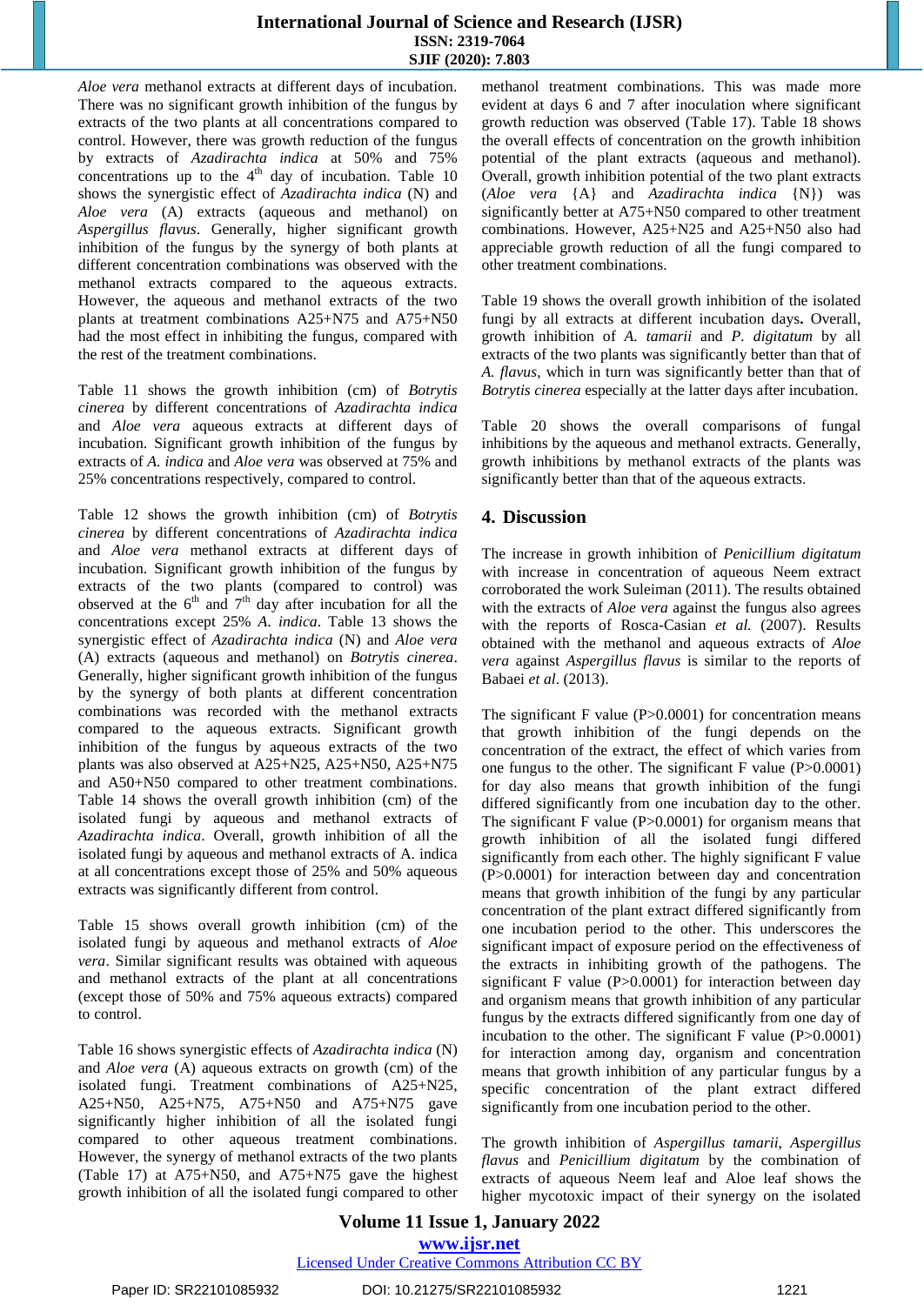*Aloe vera* methanol extracts at different days of incubation. There was no significant growth inhibition of the fungus by extracts of the two plants at all concentrations compared to control. However, there was growth reduction of the fungus by extracts of *Azadirachta indica* at 50% and 75% concentrations up to the 4th day of incubation. Table 10 shows the synergistic effect of *Azadirachta indica* (N) and *Aloe vera* (A) extracts (aqueous and methanol) on *Aspergillus flavus*. Generally, higher significant growth inhibition of the fungus by the synergy of both plants at different concentration combinations was observed with the methanol extracts compared to the aqueous extracts. However, the aqueous and methanol extracts of the two plants at treatment combinations A25+N75 and A75+N50 had the most effect in inhibiting the fungus, compared with the rest of the treatment combinations.

Table 11 shows the growth inhibition (cm) of *Botrytis cinerea* by different concentrations of *Azadirachta indica* and *Aloe vera* aqueous extracts at different days of incubation. Significant growth inhibition of the fungus by extracts of *A. indica* and *Aloe vera* was observed at 75% and 25% concentrations respectively, compared to control.

Table 12 shows the growth inhibition (cm) of *Botrytis cinerea* by different concentrations of *Azadirachta indica* and *Aloe vera* methanol extracts at different days of incubation. Significant growth inhibition of the fungus by extracts of the two plants (compared to control) was observed at the 6th and 7th day after incubation for all the concentrations except 25% *A. indica*. Table 13 shows the synergistic effect of *Azadirachta indica* (N) and *Aloe vera* (A) extracts (aqueous and methanol) on *Botrytis cinerea*. Generally, higher significant growth inhibition of the fungus by the synergy of both plants at different concentration combinations was recorded with the methanol extracts compared to the aqueous extracts. Significant growth inhibition of the fungus by aqueous extracts of the two plants was also observed at A25+N25, A25+N50, A25+N75 and A50+N50 compared to other treatment combinations. Table 14 shows the overall growth inhibition (cm) of the isolated fungi by aqueous and methanol extracts of *Azadirachta indica*. Overall, growth inhibition of all the isolated fungi by aqueous and methanol extracts of A. indica at all concentrations except those of 25% and 50% aqueous extracts was significantly different from control.

Table 15 shows overall growth inhibition (cm) of the isolated fungi by aqueous and methanol extracts of *Aloe vera*. Similar significant results was obtained with aqueous and methanol extracts of the plant at all concentrations (except those of 50% and 75% aqueous extracts) compared to control.

Table 16 shows synergistic effects of *Azadirachta indica* (N) and *Aloe vera* (A) aqueous extracts on growth (cm) of the isolated fungi. Treatment combinations of A25+N25, A25+N50, A25+N75, A75+N50 and A75+N75 gave significantly higher inhibition of all the isolated fungi compared to other aqueous treatment combinations. However, the synergy of methanol extracts of the two plants (Table 17) at A75+N50, and A75+N75 gave the highest growth inhibition of all the isolated fungi compared to other methanol treatment combinations. This was made more evident at days 6 and 7 after inoculation where significant growth reduction was observed (Table 17). Table 18 shows the overall effects of concentration on the growth inhibition potential of the plant extracts (aqueous and methanol). Overall, growth inhibition potential of the two plant extracts (*Aloe vera* {A} and *Azadirachta indica* {N}) was significantly better at A75+N50 compared to other treatment combinations. However, A25+N25 and A25+N50 also had appreciable growth reduction of all the fungi compared to other treatment combinations.

Table 19 shows the overall growth inhibition of the isolated fungi by all extracts at different incubation days**.** Overall, growth inhibition of *A. tamarii* and *P. digitatum* by all extracts of the two plants was significantly better than that of *A. flavus*, which in turn was significantly better than that of *Botrytis cinerea* especially at the latter days after incubation.

Table 20 shows the overall comparisons of fungal inhibitions by the aqueous and methanol extracts. Generally, growth inhibitions by methanol extracts of the plants was significantly better than that of the aqueous extracts.

## 4. Discussion

The increase in growth inhibition of *Penicillium digitatum* with increase in concentration of aqueous Neem extract corroborated the work Suleiman (2011). The results obtained with the extracts of *Aloe vera* against the fungus also agrees with the reports of Rosca-Casian *et al.* (2007). Results obtained with the methanol and aqueous extracts of *Aloe vera* against *Aspergillus flavus* is similar to the reports of Babaei *et al*. (2013).

The significant F value (P>0.0001) for concentration means that growth inhibition of the fungi depends on the concentration of the extract, the effect of which varies from one fungus to the other. The significant F value (P>0.0001) for day also means that growth inhibition of the fungi differed significantly from one incubation day to the other. The significant F value (P>0.0001) for organism means that growth inhibition of all the isolated fungi differed significantly from each other. The highly significant F value (P>0.0001) for interaction between day and concentration means that growth inhibition of the fungi by any particular concentration of the plant extract differed significantly from one incubation period to the other. This underscores the significant impact of exposure period on the effectiveness of the extracts in inhibiting growth of the pathogens. The significant F value (P>0.0001) for interaction between day and organism means that growth inhibition of any particular fungus by the extracts differed significantly from one day of incubation to the other. The significant F value (P>0.0001) for interaction among day, organism and concentration means that growth inhibition of any particular fungus by a specific concentration of the plant extract differed significantly from one incubation period to the other.

The growth inhibition of *Aspergillus tamarii*, *Aspergillus flavus* and *Penicillium digitatum* by the combination of extracts of aqueous Neem leaf and Aloe leaf shows the higher mycotoxic impact of their synergy on the isolated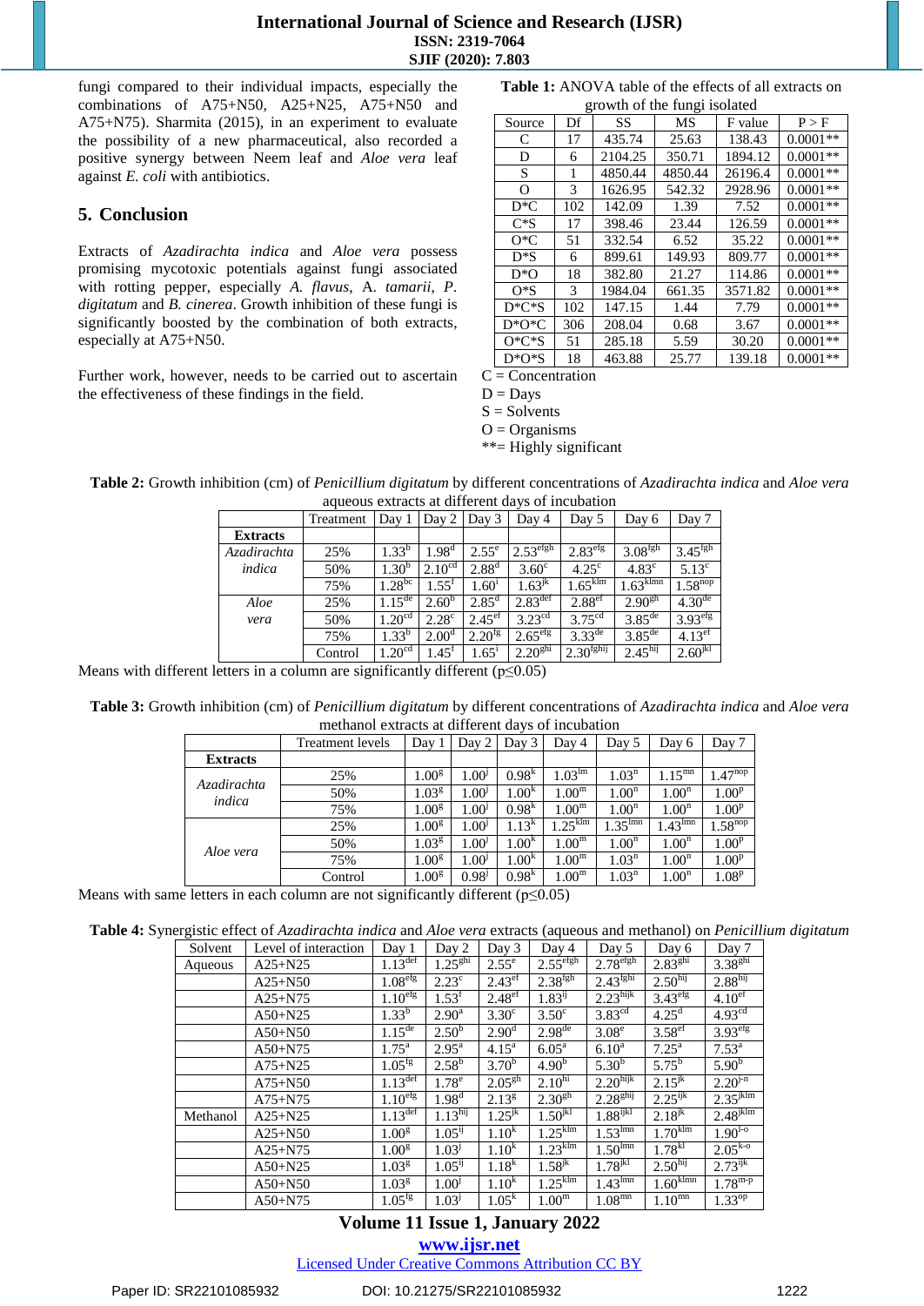fungi compared to their individual impacts, especially the combinations of A75+N50, A25+N25, A75+N50 and A75+N75). Sharmita (2015), in an experiment to evaluate the possibility of a new pharmaceutical, also recorded a positive synergy between Neem leaf and *Aloe vera* leaf against *E. coli* with antibiotics.

## 5. Conclusion

Extracts of *Azadirachta indica* and *Aloe vera* possess promising mycotoxic potentials against fungi associated with rotting pepper, especially *A. flavus*, A. *tamarii*, *P. digitatum* and *B. cinerea*. Growth inhibition of these fungi is significantly boosted by the combination of both extracts, especially at A75+N50.

Further work, however, needs to be carried out to ascertain the effectiveness of these findings in the field.

**Table 1:** ANOVA table of the effects of all extracts on growth of the fungi isolated

| Source | Df | SS | MS | F value | P > F |
|---|---|---|---|---|---|
| C | 17 | 435.74 | 25.63 | 138.43 | 0.0001** |
| D | 6 | 2104.25 | 350.71 | 1894.12 | 0.0001** |
| S | 1 | 4850.44 | 4850.44 | 26196.4 | 0.0001** |
| O | 3 | 1626.95 | 542.32 | 2928.96 | 0.0001** |
| D*C | 102 | 142.09 | 1.39 | 7.52 | 0.0001** |
| C*S | 17 | 398.46 | 23.44 | 126.59 | 0.0001** |
| O*C | 51 | 332.54 | 6.52 | 35.22 | 0.0001** |
| D*S | 6 | 899.61 | 149.93 | 809.77 | 0.0001** |
| D*O | 18 | 382.80 | 21.27 | 114.86 | 0.0001** |
| O*S | 3 | 1984.04 | 661.35 | 3571.82 | 0.0001** |
| D*C*S | 102 | 147.15 | 1.44 | 7.79 | 0.0001** |
| D*O*C | 306 | 208.04 | 0.68 | 3.67 | 0.0001** |
| O*C*S | 51 | 285.18 | 5.59 | 30.20 | 0.0001** |
| D*O*S | 18 | 463.88 | 25.77 | 139.18 | 0.0001** |

C = Concentration
D = Days
S = Solvents
O = Organisms
**= Highly significant

**Table 2:** Growth inhibition (cm) of *Penicillium digitatum* by different concentrations of *Azadirachta indica* and *Aloe vera* aqueous extracts at different days of incubation

| | Treatment | Day 1 | Day 2 | Day 3 | Day 4 | Day 5 | Day 6 | Day 7 |
|---|---|---|---|---|---|---|---|---|
| **Extracts** | | | | | | | | |
| *Azadirachta indica* | 25% | $1.33^{b}$ | $1.98^{d}$ | $2.55^{e}$ | $2.53^{efgh}$ | $2.83^{efg}$ | $3.08^{fgh}$ | $3.45^{fgh}$ |
| | 50% | $1.30^{b}$ | $2.10^{cd}$ | $2.88^{d}$ | $3.60^{c}$ | $4.25^{c}$ | $4.83^{c}$ | $5.13^{c}$ |
| | 75% | $1.28^{bc}$ | $1.55^{f}$ | $1.60^{i}$ | $1.63^{jk}$ | $1.65^{klm}$ | $1.63^{klmn}$ | $1.58^{nop}$ |
| *Aloe vera* | 25% | $1.15^{de}$ | $2.60^{b}$ | $2.85^{d}$ | $2.83^{def}$ | $2.88^{ef}$ | $2.90^{gh}$ | $4.30^{de}$ |
| | 50% | $1.20^{cd}$ | $2.28^{c}$ | $2.45^{ef}$ | $3.23^{cd}$ | $3.75^{cd}$ | $3.85^{de}$ | $3.93^{efg}$ |
| | 75% | $1.33^{b}$ | $2.00^{d}$ | $2.20^{fg}$ | $2.65^{efg}$ | $3.33^{de}$ | $3.85^{de}$ | $4.13^{ef}$ |
| | Control | $1.20^{cd}$ | $1.45^{f}$ | $1.65^{i}$ | $2.20^{ghi}$ | $2.30^{fghij}$ | $2.45^{hij}$ | $2.60^{jkl}$ |

Means with different letters in a column are significantly different (p≤0.05)

**Table 3:** Growth inhibition (cm) of *Penicillium digitatum* by different concentrations of *Azadirachta indica* and *Aloe vera* methanol extracts at different days of incubation

| | Treatment levels | Day 1 | Day 2 | Day 3 | Day 4 | Day 5 | Day 6 | Day 7 |
|---|---|---|---|---|---|---|---|---|
| **Extracts** | | | | | | | | |
| *Azadirachta indica* | 25% | $1.00^{g}$ | $1.00^{j}$ | $0.98^{k}$ | $1.03^{lm}$ | $1.03^{n}$ | $1.15^{mn}$ | $1.47^{nop}$ |
| | 50% | $1.03^{g}$ | $1.00^{j}$ | $1.00^{k}$ | $1.00^{m}$ | $1.00^{n}$ | $1.00^{n}$ | $1.00^{p}$ |
| | 75% | $1.00^{g}$ | $1.00^{j}$ | $0.98^{k}$ | $1.00^{m}$ | $1.00^{n}$ | $1.00^{n}$ | $1.00^{p}$ |
| *Aloe vera* | 25% | $1.00^{g}$ | $1.00^{j}$ | $1.13^{k}$ | $1.25^{klm}$ | $1.35^{lmn}$ | $1.43^{lmn}$ | $1.58^{nop}$ |
| | 50% | $1.03^{g}$ | $1.00^{j}$ | $1.00^{k}$ | $1.00^{m}$ | $1.00^{n}$ | $1.00^{n}$ | $1.00^{p}$ |
| | 75% | $1.00^{g}$ | $1.00^{j}$ | $1.00^{k}$ | $1.00^{m}$ | $1.03^{n}$ | $1.00^{n}$ | $1.00^{p}$ |
| | Control | $1.00^{g}$ | $0.98^{j}$ | $0.98^{k}$ | $1.00^{m}$ | $1.03^{n}$ | $1.00^{n}$ | $1.08^{p}$ |

Means with same letters in each column are not significantly different (p≤0.05)

**Table 4:** Synergistic effect of *Azadirachta indica* and *Aloe vera* extracts (aqueous and methanol) on *Penicillium digitatum*

| Solvent | Level of interaction | Day 1 | Day 2 | Day 3 | Day 4 | Day 5 | Day 6 | Day 7 |
|---|---|---|---|---|---|---|---|---|
| Aqueous | A25+N25 | $1.13^{def}$ | $1.25^{ghi}$ | $2.55^{e}$ | $2.55^{efgh}$ | $2.78^{efgh}$ | $2.83^{ghi}$ | $3.38^{ghi}$ |
| | A25+N50 | $1.08^{efg}$ | $2.23^{c}$ | $2.43^{ef}$ | $2.38^{fgh}$ | $2.43^{fghi}$ | $2.50^{hij}$ | $2.88^{hij}$ |
| | A25+N75 | $1.10^{efg}$ | $1.53^{f}$ | $2.48^{ef}$ | $1.83^{ij}$ | $2.23^{hijk}$ | $3.43^{efg}$ | $4.10^{ef}$ |
| | A50+N25 | $1.33^{b}$ | $2.90^{a}$ | $3.30^{c}$ | $3.50^{c}$ | $3.83^{cd}$ | $4.25^{d}$ | $4.93^{cd}$ |
| | A50+N50 | $1.15^{de}$ | $2.50^{b}$ | $2.90^{d}$ | $2.98^{de}$ | $3.08^{e}$ | $3.58^{ef}$ | $3.93^{efg}$ |
| | A50+N75 | $1.75^{a}$ | $2.95^{a}$ | $4.15^{a}$ | $6.05^{a}$ | $6.10^{a}$ | $7.25^{a}$ | $7.53^{a}$ |
| | A75+N25 | $1.05^{fg}$ | $2.58^{b}$ | $3.70^{b}$ | $4.90^{b}$ | $5.30^{b}$ | $5.75^{b}$ | $5.90^{b}$ |
| | A75+N50 | $1.13^{def}$ | $1.78^{e}$ | $2.05^{gh}$ | $2.10^{hi}$ | $2.20^{hijk}$ | $2.15^{jk}$ | $2.20^{l-n}$ |
| | A75+N75 | $1.10^{efg}$ | $1.98^{d}$ | $2.13^{g}$ | $2.30^{gh}$ | $2.28^{ghij}$ | $2.25^{ijk}$ | $2.35^{jklm}$ |
| Methanol | A25+N25 | $1.13^{def}$ | $1.13^{hij}$ | $1.25^{jk}$ | $1.50^{jkl}$ | $1.88^{ijkl}$ | $2.18^{jk}$ | $2.48^{jklm}$ |
| | A25+N50 | $1.00^{g}$ | $1.05^{ij}$ | $1.10^{k}$ | $1.25^{klm}$ | $1.53^{lmn}$ | $1.70^{klm}$ | $1.90^{l-o}$ |
| | A25+N75 | $1.00^{g}$ | $1.03^{j}$ | $1.10^{k}$ | $1.23^{klm}$ | $1.50^{lmn}$ | $1.78^{kl}$ | $2.05^{k-o}$ |
| | A50+N25 | $1.03^{g}$ | $1.05^{ij}$ | $1.18^{k}$ | $1.58^{jk}$ | $1.78^{jkl}$ | $2.50^{hij}$ | $2.73^{ijk}$ |
| | A50+N50 | $1.03^{g}$ | $1.00^{j}$ | $1.10^{k}$ | $1.25^{klm}$ | $1.43^{lmn}$ | $1.60^{klmn}$ | $1.78^{m-p}$ |
| | A50+N75 | $1.05^{fg}$ | $1.03^{j}$ | $1.05^{k}$ | $1.00^{m}$ | $1.08^{mn}$ | $1.10^{mn}$ | $1.33^{op}$ |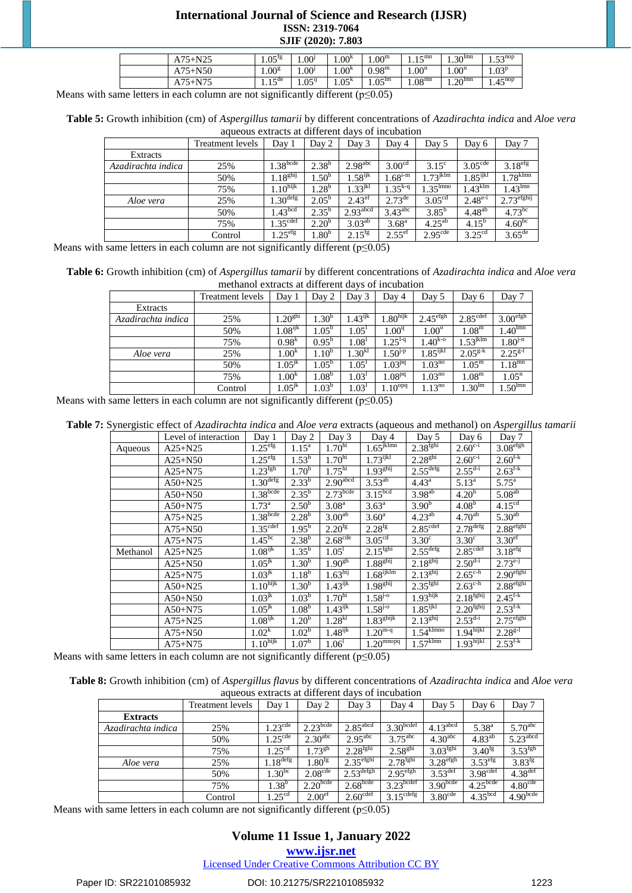| | | | | | | | |
|---|---|---|---|---|---|---|---|
| A75+N25 | 1.05$^{fg}$ | 1.00$^{j}$ | 1.00$^{k}$ | 1.00$^{m}$ | 1.15$^{mn}$ | 1.30$^{lmn}$ | 1.53$^{nop}$ |
| A75+N50 | 1.00$^{g}$ | 1.00$^{j}$ | 1.00$^{k}$ | 0.98$^{m}$ | 1.00$^{n}$ | 1.00$^{n}$ | 1.03$^{p}$ |
| A75+N75 | 1.15$^{de}$ | 1.05$^{ij}$ | 1.05$^{k}$ | 1.05$^{lm}$ | 1.08$^{mn}$ | 1.20$^{lmn}$ | 1.45$^{nop}$ |

Means with same letters in each column are not significantly different (p≤0.05)

**Table 5:** Growth inhibition (cm) of *Aspergillus tamarii* by different concentrations of *Azadirachta indica* and *Aloe vera* aqueous extracts at different days of incubation

| | Treatment levels | Day 1 | Day 2 | Day 3 | Day 4 | Day 5 | Day 6 | Day 7 |
|---|---|---|---|---|---|---|---|---|
| Extracts | | | | | | | | |
| *Azadirachta indica* | 25% | 1.38$^{bcde}$ | 2.38$^{b}$ | 2.98$^{abc}$ | 3.00$^{cd}$ | 3.15$^{c}$ | 3.05$^{cde}$ | 3.18$^{efg}$ |
| | 50% | 1.18$^{ghij}$ | 1.50$^{b}$ | 1.58$^{ijk}$ | 1.68$^{i-m}$ | 1.73$^{jklm}$ | 1.85$^{ijkl}$ | 1.78$^{klmn}$ |
| | 75% | 1.10$^{hijk}$ | 1.28$^{b}$ | 1.33$^{jkl}$ | 1.35$^{k-q}$ | 1.35$^{lmno}$ | 1.43$^{klm}$ | 1.43$^{lmn}$ |
| *Aloe vera* | 25% | 1.30$^{defg}$ | 2.05$^{b}$ | 2.43$^{ef}$ | 2.73$^{de}$ | 3.05$^{cd}$ | 2.48$^{e-i}$ | 2.73$^{efghij}$ |
| | 50% | 1.43$^{bcd}$ | 2.35$^{b}$ | 2.93$^{abcd}$ | 3.43$^{abc}$ | 3.85$^{b}$ | 4.48$^{ab}$ | 4.73$^{bc}$ |
| | 75% | 1.35$^{cdef}$ | 2.20$^{b}$ | 3.03$^{ab}$ | 3.68$^{a}$ | 4.25$^{ab}$ | 4.15$^{b}$ | 4.60$^{bc}$ |
| | Control | 1.25$^{efg}$ | 1.80$^{b}$ | 2.15$^{fg}$ | 2.55$^{ef}$ | 2.95$^{cde}$ | 3.25$^{cd}$ | 3.65$^{de}$ |

Means with same letters in each column are not significantly different (p≤0.05)

**Table 6:** Growth inhibition (cm) of *Aspergillus tamarii* by different concentrations of *Azadirachta indica* and *Aloe vera* methanol extracts at different days of incubation

| | Treatment levels | Day 1 | Day 2 | Day 3 | Day 4 | Day 5 | Day 6 | Day 7 |
|---|---|---|---|---|---|---|---|---|
| Extracts | | | | | | | | |
| *Azadirachta indica* | 25% | 1.20$^{ghi}$ | 1.30$^{b}$ | 1.43$^{ijk}$ | 1.80$^{hijk}$ | 2.45$^{efgh}$ | 2.85$^{cdef}$ | 3.00$^{efgh}$ |
| | 50% | 1.08$^{ijk}$ | 1.05$^{b}$ | 1.05$^{l}$ | 1.00$^{q}$ | 1.00$^{o}$ | 1.08$^{m}$ | 1.40$^{lmn}$ |
| | 75% | 0.98$^{k}$ | 0.95$^{b}$ | 1.08$^{l}$ | 1.25$^{l-q}$ | 1.40$^{k-o}$ | 1.53$^{jklm}$ | 1.80$^{j-n}$ |
| *Aloe vera* | 25% | 1.00$^{k}$ | 1.10$^{b}$ | 1.30$^{kl}$ | 1.50$^{j-p}$ | 1.85$^{ijkl}$ | 2.05$^{g-k}$ | 2.25$^{g-l}$ |
| | 50% | 1.05$^{jk}$ | 1.05$^{b}$ | 1.05$^{l}$ | 1.03$^{pq}$ | 1.03$^{no}$ | 1.05$^{m}$ | 1.18$^{mn}$ |
| | 75% | 1.00$^{k}$ | 1.08$^{b}$ | 1.03$^{l}$ | 1.08$^{pq}$ | 1.03$^{no}$ | 1.08$^{m}$ | 1.05$^{n}$ |
| | Control | 1.05$^{jk}$ | 1.03$^{b}$ | 1.03$^{l}$ | 1.10$^{opq}$ | 1.13$^{no}$ | 1.30$^{lm}$ | 1.50$^{lmn}$ |

Means with same letters in each column are not significantly different (p≤0.05)

**Table 7:** Synergistic effect of *Azadirachta indica* and *Aloe vera* extracts (aqueous and methanol) on *Aspergillus tamarii*

| | Level of interaction | Day 1 | Day 2 | Day 3 | Day 4 | Day 5 | Day 6 | Day 7 |
|---|---|---|---|---|---|---|---|---|
| Aqueous | A25+N25 | 1.25$^{efg}$ | 1.15$^{a}$ | 1.70$^{hi}$ | 1.65$^{jklmn}$ | 2.38$^{fghi}$ | 2.60$^{c-i}$ | 3.08$^{efgh}$ |
| | A25+N50 | 1.25$^{efg}$ | 1.53$^{b}$ | 1.70$^{hi}$ | 1.73$^{ijkl}$ | 2.28$^{ghi}$ | 2.60$^{c-i}$ | 2.60$^{f-k}$ |
| | A25+N75 | 1.23$^{fgh}$ | 1.70$^{b}$ | 1.75$^{hi}$ | 1.93$^{ghij}$ | 2.55$^{defg}$ | 2.55$^{d-i}$ | 2.63$^{f-k}$ |
| | A50+N25 | 1.30$^{defg}$ | 2.33$^{b}$ | 2.90$^{abcd}$ | 3.53$^{ab}$ | 4.43$^{a}$ | 5.13$^{a}$ | 5.75$^{a}$ |
| | A50+N50 | 1.38$^{bcde}$ | 2.35$^{b}$ | 2.73$^{bcde}$ | 3.15$^{bcd}$ | 3.98$^{ab}$ | 4.20$^{b}$ | 5.08$^{ab}$ |
| | A50+N75 | 1.73$^{a}$ | 2.50$^{b}$ | 3.08$^{a}$ | 3.63$^{a}$ | 3.90$^{b}$ | 4.08$^{b}$ | 4.15$^{cd}$ |
| | A75+N25 | 1.38$^{bcde}$ | 2.28$^{b}$ | 3.00$^{ab}$ | 3.60$^{a}$ | 4.23$^{ab}$ | 4.70$^{ab}$ | 5.30$^{ab}$ |
| | A75+N50 | 1.35$^{cdef}$ | 1.95$^{b}$ | 2.20$^{fg}$ | 2.28$^{fg}$ | 2.85$^{cdef}$ | 2.78$^{defg}$ | 2.88$^{efghi}$ |
| | A75+N75 | 1.45$^{bc}$ | 2.38$^{b}$ | 2.68$^{cde}$ | 3.05$^{cd}$ | 3.30$^{c}$ | 3.30$^{c}$ | 3.30$^{ef}$ |
| Methanol | A25+N25 | 1.08$^{ijk}$ | 1.35$^{b}$ | 1.05$^{l}$ | 2.15$^{fghi}$ | 2.55$^{defg}$ | 2.85$^{cdef}$ | 3.18$^{efg}$ |
| | A25+N50 | 1.05$^{jk}$ | 1.30$^{b}$ | 1.90$^{gh}$ | 1.88$^{ghij}$ | 2.18$^{ghij}$ | 2.50$^{d-i}$ | 2.73$^{e-j}$ |
| | A25+N75 | 1.03$^{jk}$ | 1.18$^{b}$ | 1.63$^{hij}$ | 1.68$^{ijklm}$ | 2.13$^{ghij}$ | 2.65$^{c-h}$ | 2.90$^{efghi}$ |
| | A50+N25 | 1.10$^{hijk}$ | 1.30$^{b}$ | 1.43$^{ijk}$ | 1.98$^{ghij}$ | 2.35$^{fghi}$ | 2.63$^{c-h}$ | 2.88$^{efghi}$ |
| | A50+N50 | 1.03$^{jk}$ | 1.03$^{b}$ | 1.70$^{hi}$ | 1.58$^{j-o}$ | 1.93$^{hijk}$ | 2.18$^{fghij}$ | 2.45$^{f-k}$ |
| | A50+N75 | 1.05$^{jk}$ | 1.08$^{b}$ | 1.43$^{ijk}$ | 1.58$^{j-o}$ | 1.85$^{ijkl}$ | 2.20$^{fghij}$ | 2.53$^{f-k}$ |
| | A75+N25 | 1.08$^{ijk}$ | 1.20$^{b}$ | 1.28$^{kl}$ | 1.83$^{ghijk}$ | 2.13$^{ghij}$ | 2.53$^{d-i}$ | 2.75$^{efghi}$ |
| | A75+N50 | 1.02$^{k}$ | 1.02$^{b}$ | 1.48$^{ijk}$ | 1.20$^{m-q}$ | 1.54$^{klmno}$ | 1.94$^{hijkl}$ | 2.28$^{g-l}$ |
| | A75+N75 | 1.10$^{hijk}$ | 1.07$^{b}$ | 1.06$^{l}$ | 1.20$^{mnopq}$ | 1.57$^{klmn}$ | 1.93$^{hijkl}$ | 2.53$^{f-k}$ |

Means with same letters in each column are not significantly different (p≤0.05)

**Table 8:** Growth inhibition (cm) of *Aspergillus flavus* by different concentrations of *Azadirachta indica* and *Aloe vera* aqueous extracts at different days of incubation

| | Treatment levels | Day 1 | Day 2 | Day 3 | Day 4 | Day 5 | Day 6 | Day 7 |
|---|---|---|---|---|---|---|---|---|
| **Extracts** | | | | | | | | |
| *Azadirachta indica* | 25% | 1.23$^{cde}$ | 2.23$^{bcde}$ | 2.85$^{abcd}$ | 3.30$^{bcdef}$ | 4.13$^{abcd}$ | 5.38$^{a}$ | 5.70$^{abc}$ |
| | 50% | 1.25$^{cde}$ | 2.30$^{abc}$ | 2.95$^{abc}$ | 3.75$^{abc}$ | 4.30$^{abc}$ | 4.83$^{ab}$ | 5.23$^{abcd}$ |
| | 75% | 1.25$^{cd}$ | 1.73$^{gh}$ | 2.28$^{fghi}$ | 2.58$^{ghi}$ | 3.03$^{fghi}$ | 3.40$^{fg}$ | 3.53$^{fgh}$ |
| *Aloe vera* | 25% | 1.18$^{defg}$ | 1.80$^{fg}$ | 2.35$^{efghi}$ | 2.78$^{fghi}$ | 3.28$^{efgh}$ | 3.53$^{efg}$ | 3.83$^{fg}$ |
| | 50% | 1.30$^{bc}$ | 2.08$^{cde}$ | 2.53$^{defgh}$ | 2.95$^{efgh}$ | 3.53$^{def}$ | 3.98$^{cdef}$ | 4.38$^{def}$ |
| | 75% | 1.38$^{b}$ | 2.20$^{bcde}$ | 2.68$^{bcde}$ | 3.23$^{bcdef}$ | 3.90$^{bcde}$ | 4.25$^{bcde}$ | 4.80$^{cde}$ |
| | Control | 1.25$^{cd}$ | 2.00$^{ef}$ | 2.60$^{cdef}$ | 3.15$^{cdefg}$ | 3.80$^{cde}$ | 4.35$^{bcd}$ | 4.90$^{bcde}$ |

Means with same letters in each column are not significantly different (p≤0.05)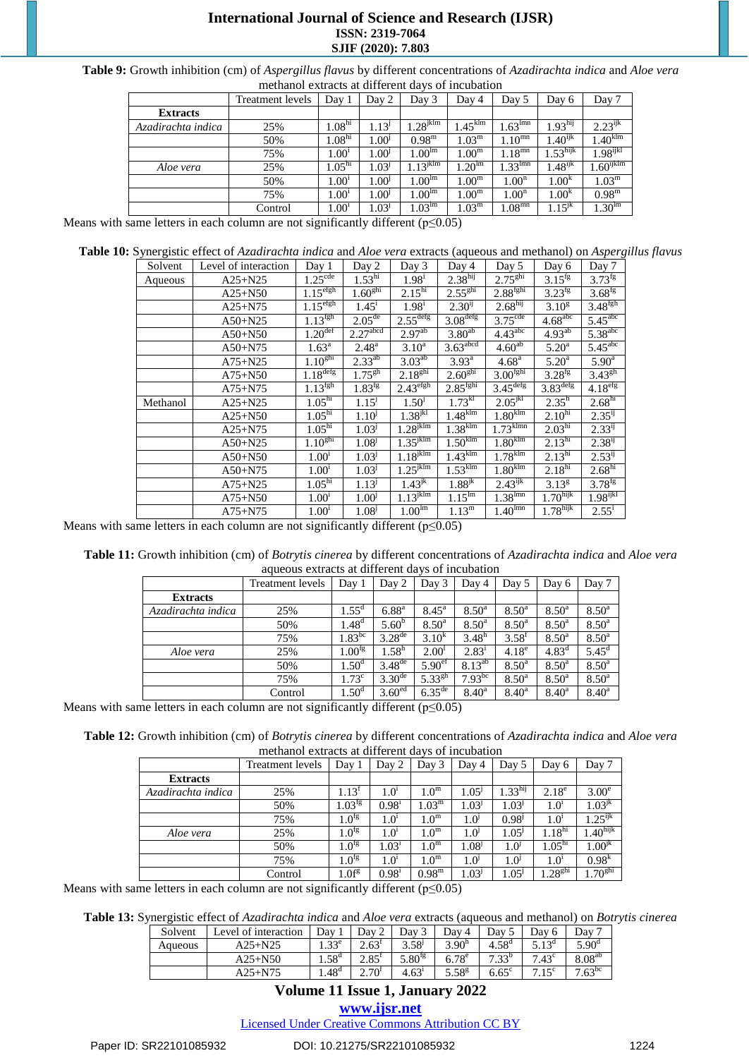**Table 9:** Growth inhibition (cm) of *Aspergillus flavus* by different concentrations of *Azadirachta indica* and *Aloe vera* methanol extracts at different days of incubation

| | Treatment levels | Day 1 | Day 2 | Day 3 | Day 4 | Day 5 | Day 6 | Day 7 |
|---|---|---|---|---|---|---|---|---|
| **Extracts** | | | | | | | | |
| *Azadirachta indica* | 25% | 1.08$^{hi}$ | 1.13$^{j}$ | 1.28$^{jklm}$ | 1.45$^{klm}$ | 1.63$^{lmn}$ | 1.93$^{hij}$ | 2.23$^{ijk}$ |
| | 50% | 1.08$^{hi}$ | 1.00$^{j}$ | 0.98$^{m}$ | 1.03$^{m}$ | 1.10$^{mn}$ | 1.40$^{ijk}$ | 1.40$^{klm}$ |
| | 75% | 1.00$^{i}$ | 1.00$^{j}$ | 1.00$^{lm}$ | 1.00$^{m}$ | 1.18$^{mn}$ | 1.53$^{hijk}$ | 1.98$^{ijkl}$ |
| *Aloe vera* | 25% | 1.05$^{hi}$ | 1.03$^{j}$ | 1.13$^{jklm}$ | 1.20$^{lm}$ | 1.33$^{lmn}$ | 1.48$^{ijk}$ | 1.60$^{ijklm}$ |
| | 50% | 1.00$^{i}$ | 1.00$^{j}$ | 1.00$^{lm}$ | 1.00$^{m}$ | 1.00$^{n}$ | 1.00$^{k}$ | 1.03$^{m}$ |
| | 75% | 1.00$^{i}$ | 1.00$^{j}$ | 1.00$^{lm}$ | 1.00$^{m}$ | 1.00$^{n}$ | 1.00$^{k}$ | 0.98$^{m}$ |
| | Control | 1.00$^{i}$ | 1.03$^{j}$ | 1.03$^{lm}$ | 1.03$^{m}$ | 1.08$^{mn}$ | 1.15$^{jk}$ | 1.30$^{lm}$ |

Means with same letters in each column are not significantly different ($p \leq 0.05$)

**Table 10:** Synergistic effect of *Azadirachta indica* and *Aloe vera* extracts (aqueous and methanol) on *Aspergillus flavus*

| Solvent | Level of interaction | Day 1 | Day 2 | Day 3 | Day 4 | Day 5 | Day 6 | Day 7 |
|---|---|---|---|---|---|---|---|---|
| Aqueous | A25+N25 | 1.25$^{cde}$ | 1.53$^{hi}$ | 1.98$^{i}$ | 2.38$^{hij}$ | 2.75$^{ghi}$ | 3.15$^{fg}$ | 3.73$^{fg}$ |
| | A25+N50 | 1.15$^{efgh}$ | 1.60$^{ghi}$ | 2.15$^{hi}$ | 2.55$^{ghi}$ | 2.88$^{fghi}$ | 3.23$^{fg}$ | 3.68$^{fg}$ |
| | A25+N75 | 1.15$^{efgh}$ | 1.45$^{i}$ | 1.98$^{i}$ | 2.30$^{ij}$ | 2.68$^{hij}$ | 3.10$^{g}$ | 3.48$^{fgh}$ |
| | A50+N25 | 1.13$^{fgh}$ | 2.05$^{de}$ | 2.55$^{defg}$ | 3.08$^{defg}$ | 3.75$^{cde}$ | 4.68$^{abc}$ | 5.45$^{abc}$ |
| | A50+N50 | 1.20$^{def}$ | 2.27$^{abcd}$ | 2.97$^{ab}$ | 3.80$^{ab}$ | 4.43$^{abc}$ | 4.93$^{ab}$ | 5.38$^{abc}$ |
| | A50+N75 | 1.63$^{a}$ | 2.48$^{a}$ | 3.10$^{a}$ | 3.63$^{abcd}$ | 4.60$^{ab}$ | 5.20$^{a}$ | 5.45$^{abc}$ |
| | A75+N25 | 1.10$^{ghi}$ | 2.33$^{ab}$ | 3.03$^{ab}$ | 3.93$^{a}$ | 4.68$^{a}$ | 5.20$^{a}$ | 5.90$^{a}$ |
| | A75+N50 | 1.18$^{defg}$ | 1.75$^{gh}$ | 2.18$^{ghi}$ | 2.60$^{ghi}$ | 3.00$^{fghi}$ | 3.28$^{fg}$ | 3.43$^{gh}$ |
| | A75+N75 | 1.13$^{fgh}$ | 1.83$^{fg}$ | 2.43$^{efgh}$ | 2.85$^{fghi}$ | 3.45$^{defg}$ | 3.83$^{defg}$ | 4.18$^{efg}$ |
| Methanol | A25+N25 | 1.05$^{hi}$ | 1.15$^{j}$ | 1.50$^{j}$ | 1.73$^{kl}$ | 2.05$^{jkl}$ | 2.35$^{h}$ | 2.68$^{hi}$ |
| | A25+N50 | 1.05$^{hi}$ | 1.10$^{j}$ | 1.38$^{jkl}$ | 1.48$^{klm}$ | 1.80$^{klm}$ | 2.10$^{hi}$ | 2.35$^{ij}$ |
| | A25+N75 | 1.05$^{hi}$ | 1.03$^{j}$ | 1.28$^{jklm}$ | 1.38$^{klm}$ | 1.73$^{klmn}$ | 2.03$^{hi}$ | 2.33$^{ij}$ |
| | A50+N25 | 1.10$^{ghi}$ | 1.08$^{j}$ | 1.35$^{jklm}$ | 1.50$^{klm}$ | 1.80$^{klm}$ | 2.13$^{hi}$ | 2.38$^{ij}$ |
| | A50+N50 | 1.00$^{i}$ | 1.03$^{j}$ | 1.18$^{jklm}$ | 1.43$^{klm}$ | 1.78$^{klm}$ | 2.13$^{hi}$ | 2.53$^{ij}$ |
| | A50+N75 | 1.00$^{i}$ | 1.03$^{j}$ | 1.25$^{jklm}$ | 1.53$^{klm}$ | 1.80$^{klm}$ | 2.18$^{hi}$ | 2.68$^{hi}$ |
| | A75+N25 | 1.05$^{hi}$ | 1.13$^{j}$ | 1.43$^{jk}$ | 1.88$^{jk}$ | 2.43$^{ijk}$ | 3.13$^{g}$ | 3.78$^{fg}$ |
| | A75+N50 | 1.00$^{i}$ | 1.00$^{j}$ | 1.13$^{jklm}$ | 1.15$^{lm}$ | 1.38$^{lmn}$ | 1.70$^{hijk}$ | 1.98$^{ijkl}$ |
| | A75+N75 | 1.00$^{i}$ | 1.08$^{j}$ | 1.00$^{lm}$ | 1.13$^{m}$ | 1.40$^{lmn}$ | 1.78$^{hijk}$ | 2.55$^{i}$ |

Means with same letters in each column are not significantly different ($p \leq 0.05$)

**Table 11:** Growth inhibition (cm) of *Botrytis cinerea* by different concentrations of *Azadirachta indica* and *Aloe vera* aqueous extracts at different days of incubation

| | Treatment levels | Day 1 | Day 2 | Day 3 | Day 4 | Day 5 | Day 6 | Day 7 |
|---|---|---|---|---|---|---|---|---|
| **Extracts** | | | | | | | | |
| *Azadirachta indica* | 25% | 1.55$^{d}$ | 6.88$^{a}$ | 8.45$^{a}$ | 8.50$^{a}$ | 8.50$^{a}$ | 8.50$^{a}$ | 8.50$^{a}$ |
| | 50% | 1.48$^{d}$ | 5.60$^{b}$ | 8.50$^{a}$ | 8.50$^{a}$ | 8.50$^{a}$ | 8.50$^{a}$ | 8.50$^{a}$ |
| | 75% | 1.83$^{bc}$ | 3.28$^{de}$ | 3.10$^{k}$ | 3.48$^{h}$ | 3.58$^{f}$ | 8.50$^{a}$ | 8.50$^{a}$ |
| *Aloe vera* | 25% | 1.00$^{fg}$ | 1.58$^{h}$ | 2.00$^{l}$ | 2.83$^{i}$ | 4.18$^{e}$ | 4.83$^{d}$ | 5.45$^{d}$ |
| | 50% | 1.50$^{d}$ | 3.48$^{de}$ | 5.90$^{ef}$ | 8.13$^{ab}$ | 8.50$^{a}$ | 8.50$^{a}$ | 8.50$^{a}$ |
| | 75% | 1.73$^{c}$ | 3.30$^{de}$ | 5.33$^{gh}$ | 7.93$^{bc}$ | 8.50$^{a}$ | 8.50$^{a}$ | 8.50$^{a}$ |
| | Control | 1.50$^{d}$ | 3.60$^{ed}$ | 6.35$^{de}$ | 8.40$^{a}$ | 8.40$^{a}$ | 8.40$^{a}$ | 8.40$^{a}$ |

Means with same letters in each column are not significantly different ($p \leq 0.05$)

**Table 12:** Growth inhibition (cm) of *Botrytis cinerea* by different concentrations of *Azadirachta indica* and *Aloe vera* methanol extracts at different days of incubation

| | Treatment levels | Day 1 | Day 2 | Day 3 | Day 4 | Day 5 | Day 6 | Day 7 |
|---|---|---|---|---|---|---|---|---|
| **Extracts** | | | | | | | | |
| *Azadirachta indica* | 25% | 1.13$^{f}$ | 1.0$^{i}$ | 1.0$^{m}$ | 1.05$^{j}$ | 1.33$^{hij}$ | 2.18$^{e}$ | 3.00$^{e}$ |
| | 50% | 1.03$^{fg}$ | 0.98$^{i}$ | 1.03$^{m}$ | 1.03$^{j}$ | 1.03$^{j}$ | 1.0$^{i}$ | 1.03$^{jk}$ |
| | 75% | 1.0$^{fg}$ | 1.0$^{i}$ | 1.0$^{m}$ | 1.0$^{j}$ | 0.98$^{j}$ | 1.0$^{i}$ | 1.25$^{ijk}$ |
| *Aloe vera* | 25% | 1.0$^{fg}$ | 1.0$^{i}$ | 1.0$^{m}$ | 1.0$^{j}$ | 1.05$^{j}$ | 1.18$^{hi}$ | 1.40$^{hijk}$ |
| | 50% | 1.0$^{fg}$ | 1.03$^{i}$ | 1.0$^{m}$ | 1.08$^{j}$ | 1.0$^{j}$ | 1.05$^{hi}$ | 1.00$^{jk}$ |
| | 75% | 1.0$^{fg}$ | 1.0$^{i}$ | 1.0$^{m}$ | 1.0$^{j}$ | 1.0$^{j}$ | 1.0$^{i}$ | 0.98$^{k}$ |
| | Control | 1.0$^{fg}$ | 0.98$^{i}$ | 0.98$^{m}$ | 1.03$^{j}$ | 1.05$^{j}$ | 1.28$^{ghi}$ | 1.70$^{ghi}$ |

Means with same letters in each column are not significantly different ($p \leq 0.05$)

**Table 13:** Synergistic effect of *Azadirachta indica* and *Aloe vera* extracts (aqueous and methanol) on *Botrytis cinerea*

| Solvent | Level of interaction | Day 1 | Day 2 | Day 3 | Day 4 | Day 5 | Day 6 | Day 7 |
|---|---|---|---|---|---|---|---|---|
| Aqueous | A25+N25 | 1.33$^{e}$ | 2.63$^{f}$ | 3.58$^{j}$ | 3.90$^{h}$ | 4.58$^{d}$ | 5.13$^{d}$ | 5.90$^{d}$ |
| | A25+N50 | 1.58$^{d}$ | 2.85$^{f}$ | 5.80$^{fg}$ | 6.78$^{e}$ | 7.33$^{b}$ | 7.43$^{c}$ | 8.08$^{ab}$ |
| | A25+N75 | 1.48$^{d}$ | 2.70$^{f}$ | 4.63$^{i}$ | 5.58$^{g}$ | 6.65$^{c}$ | 7.15$^{c}$ | 7.63$^{bc}$ |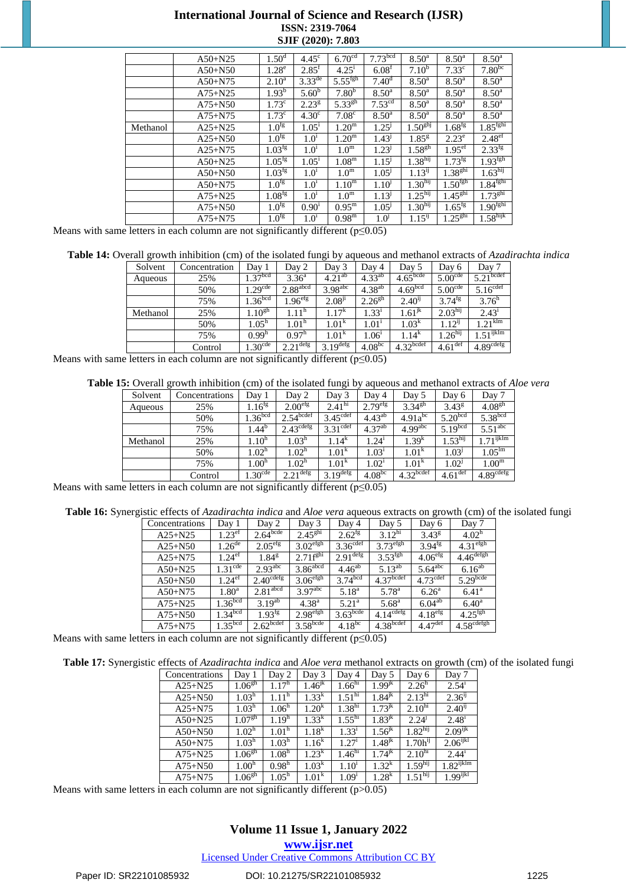| | | | | | | | | |
|---|---|---|---|---|---|---|---|---|
| | A50+N25 | 1.50$^{d}$ | 4.45$^{c}$ | 6.70$^{cd}$ | 7.73$^{bcd}$ | 8.50$^{a}$ | 8.50$^{a}$ | 8.50$^{a}$ |
| | A50+N50 | 1.28$^{e}$ | 2.85$^{f}$ | 4.25$^{i}$ | 6.08$^{f}$ | 7.10$^{b}$ | 7.33$^{c}$ | 7.80$^{bc}$ |
| | A50+N75 | 2.10$^{a}$ | 3.33$^{de}$ | 5.55$^{fgh}$ | 7.40$^{d}$ | 8.50$^{a}$ | 8.50$^{a}$ | 8.50$^{a}$ |
| | A75+N25 | 1.93$^{b}$ | 5.60$^{b}$ | 7.80$^{b}$ | 8.50$^{a}$ | 8.50$^{a}$ | 8.50$^{a}$ | 8.50$^{a}$ |
| | A75+N50 | 1.73$^{c}$ | 2.23$^{g}$ | 5.33$^{gh}$ | 7.53$^{cd}$ | 8.50$^{a}$ | 8.50$^{a}$ | 8.50$^{a}$ |
| | A75+N75 | 1.73$^{c}$ | 4.30$^{c}$ | 7.08$^{c}$ | 8.50$^{a}$ | 8.50$^{a}$ | 8.50$^{a}$ | 8.50$^{a}$ |
| Methanol | A25+N25 | 1.0$^{fg}$ | 1.05$^{i}$ | 1.20$^{m}$ | 1.25$^{j}$ | 1.50$^{ghj}$ | 1.68$^{fg}$ | 1.85$^{fghi}$ |
| | A25+N50 | 1.0$^{fg}$ | 1.0$^{i}$ | 1.20$^{m}$ | 1.43$^{j}$ | 1.85$^{g}$ | 2.23$^{e}$ | 2.48$^{ef}$ |
| | A25+N75 | 1.03$^{fg}$ | 1.0$^{i}$ | 1.0$^{m}$ | 1.23$^{j}$ | 1.58$^{gh}$ | 1.95$^{ef}$ | 2.33$^{fg}$ |
| | A50+N25 | 1.05$^{fg}$ | 1.05$^{i}$ | 1.08$^{m}$ | 1.15$^{j}$ | 1.38$^{hij}$ | 1.73$^{fg}$ | 1.93$^{fgh}$ |
| | A50+N50 | 1.03$^{fg}$ | 1.0$^{i}$ | 1.0$^{m}$ | 1.05$^{j}$ | 1.13$^{ij}$ | 1.38$^{ghi}$ | 1.63$^{hij}$ |
| | A50+N75 | 1.0$^{fg}$ | 1.0$^{i}$ | 1.10$^{m}$ | 1.10$^{j}$ | 1.30$^{hij}$ | 1.50$^{fgh}$ | 1.84$^{fghi}$ |
| | A75+N25 | 1.08$^{fg}$ | 1.0$^{i}$ | 1.0$^{m}$ | 1.13$^{j}$ | 1.25$^{hij}$ | 1.45$^{ghi}$ | 1.73$^{ghi}$ |
| | A75+N50 | 1.0$^{fg}$ | 0.90$^{i}$ | 0.95$^{m}$ | 1.05$^{j}$ | 1.30$^{hij}$ | 1.65$^{fg}$ | 1.90$^{fghi}$ |
| | A75+N75 | 1.0$^{fg}$ | 1.0$^{i}$ | 0.98$^{m}$ | 1.0$^{j}$ | 1.15$^{ij}$ | 1.25$^{ghi}$ | 1.58$^{hijk}$ |

Means with same letters in each column are not significantly different ($p \leq 0.05$)

**Table 14:** Overall growth inhibition (cm) of the isolated fungi by aqueous and methanol extracts of *Azadirachta indica*

| Solvent | Concentration | Day 1 | Day 2 | Day 3 | Day 4 | Day 5 | Day 6 | Day 7 |
|---|---|---|---|---|---|---|---|---|
| Aqueous | 25% | 1.37$^{bcd}$ | 3.36$^{a}$ | 4.21$^{ab}$ | 4.33$^{ab}$ | 4.65$^{bcde}$ | 5.00$^{cde}$ | 5.21$^{bcdef}$ |
| | 50% | 1.29$^{cde}$ | 2.88$^{abcd}$ | 3.98$^{abc}$ | 4.38$^{ab}$ | 4.69$^{bcd}$ | 5.00$^{cde}$ | 5.16$^{cdef}$ |
| | 75% | 1.36$^{bcd}$ | 1.96$^{efg}$ | 2.08$^{ij}$ | 2.26$^{gh}$ | 2.40$^{ij}$ | 3.74$^{fg}$ | 3.76$^{h}$ |
| Methanol | 25% | 1.10$^{gh}$ | 1.11$^{h}$ | 1.17$^{k}$ | 1.33$^{i}$ | 1.61$^{jk}$ | 2.03$^{hij}$ | 2.43$^{i}$ |
| | 50% | 1.05$^{h}$ | 1.01$^{h}$ | 1.01$^{k}$ | 1.01$^{i}$ | 1.03$^{k}$ | 1.12$^{ij}$ | 1.21$^{klm}$ |
| | 75% | 0.99$^{h}$ | 0.97$^{h}$ | 1.01$^{k}$ | 1.06$^{i}$ | 1.14$^{k}$ | 1.26$^{hij}$ | 1.51$^{ijklm}$ |
| | Control | 1.30$^{cde}$ | 2.21$^{defg}$ | 3.19$^{defg}$ | 4.08$^{bc}$ | 4.32$^{bcdef}$ | 4.61$^{def}$ | 4.89$^{cdefg}$ |

Means with same letters in each column are not significantly different ($p \leq 0.05$)

**Table 15:** Overall growth inhibition (cm) of the isolated fungi by aqueous and methanol extracts of *Aloe vera*

| Solvent | Concentrations | Day 1 | Day 2 | Day 3 | Day 4 | Day 5 | Day 6 | Day 7 |
|---|---|---|---|---|---|---|---|---|
| Aqueous | 25% | 1.16$^{fg}$ | 2.00$^{efg}$ | 2.41$^{hi}$ | 2.79$^{efg}$ | 3.34$^{gh}$ | 3.43$^{g}$ | 4.08$^{gh}$ |
| | 50% | 1.36$^{bcd}$ | 2.54$^{bcdef}$ | 3.45$^{cdef}$ | 4.43$^{ab}$ | 4.91a$^{bc}$ | 5.20$^{bcd}$ | 5.38$^{bcd}$ |
| | 75% | 1.44$^{b}$ | 2.43$^{cdefg}$ | 3.31$^{cdef}$ | 4.37$^{ab}$ | 4.99$^{abc}$ | 5.19$^{bcd}$ | 5.51$^{abc}$ |
| Methanol | 25% | 1.10$^{h}$ | 1.03$^{h}$ | 1.14$^{k}$ | 1.24$^{i}$ | 1.39$^{k}$ | 1.53$^{hij}$ | 1.71$^{ijklm}$ |
| | 50% | 1.02$^{h}$ | 1.02$^{h}$ | 1.01$^{k}$ | 1.03$^{i}$ | 1.01$^{k}$ | 1.03$^{j}$ | 1.05$^{lm}$ |
| | 75% | 1.00$^{h}$ | 1.02$^{h}$ | 1.01$^{k}$ | 1.02$^{i}$ | 1.01$^{k}$ | 1.02$^{j}$ | 1.00$^{m}$ |
| | Control | 1.30$^{cde}$ | 2.21$^{defg}$ | 3.19$^{defg}$ | 4.08$^{bc}$ | 4.32$^{bcdef}$ | 4.61$^{def}$ | 4.89$^{cdefg}$ |

Means with same letters in each column are not significantly different ($p \leq 0.05$)

**Table 16:** Synergistic effects of *Azadirachta indica* and *Aloe vera* aqueous extracts on growth (cm) of the isolated fungi

| Concentrations | Day 1 | Day 2 | Day 3 | Day 4 | Day 5 | Day 6 | Day 7 |
|---|---|---|---|---|---|---|---|
| A25+N25 | 1.23$^{ef}$ | 2.64$^{bcde}$ | 2.45$^{ghi}$ | 2.62$^{fg}$ | 3.12$^{hi}$ | 3.43$^{g}$ | 4.02$^{h}$ |
| A25+N50 | 1.26$^{de}$ | 2.05$^{efg}$ | 3.02$^{efgh}$ | 3.36$^{cdef}$ | 3.73$^{efgh}$ | 3.94$^{fg}$ | 4.31$^{efgh}$ |
| A25+N75 | 1.24$^{ef}$ | 1.84$^{g}$ | 2.71f$^{ghi}$ | 2.91$^{defg}$ | 3.53$^{fgh}$ | 4.06$^{efg}$ | 4.46$^{defgh}$ |
| A50+N25 | 1.31$^{cde}$ | 2.93$^{abc}$ | 3.86$^{abcd}$ | 4.46$^{ab}$ | 5.13$^{ab}$ | 5.64$^{abc}$ | 6.16$^{ab}$ |
| A50+N50 | 1.24$^{ef}$ | 2.40$^{cdefg}$ | 3.06$^{efgh}$ | 3.74$^{bcd}$ | 4.37$^{bcdef}$ | 4.73$^{cdef}$ | 5.29$^{bcde}$ |
| A50+N75 | 1.80$^{a}$ | 2.81$^{abcd}$ | 3.97$^{abc}$ | 5.18$^{a}$ | 5.78$^{a}$ | 6.26$^{a}$ | 6.41$^{a}$ |
| A75+N25 | 1.36$^{bcd}$ | 3.19$^{ab}$ | 4.38$^{a}$ | 5.21$^{a}$ | 5.68$^{a}$ | 6.04$^{ab}$ | 6.40$^{a}$ |
| A75+N50 | 1.34$^{bcd}$ | 1.93$^{fg}$ | 2.98$^{efgh}$ | 3.63$^{bcde}$ | 4.14$^{cdefg}$ | 4.18$^{efg}$ | 4.25$^{fgh}$ |
| A75+N75 | 1.35$^{bcd}$ | 2.62$^{bcdef}$ | 3.58$^{bcde}$ | 4.18$^{bc}$ | 4.38$^{bcdef}$ | 4.47$^{def}$ | 4.58$^{cdefgh}$ |

Means with same letters in each column are not significantly different ($p \leq 0.05$)

**Table 17:** Synergistic effects of *Azadirachta indica* and *Aloe vera* methanol extracts on growth (cm) of the isolated fungi

| Concentrations | Day 1 | Day 2 | Day 3 | Day 4 | Day 5 | Day 6 | Day 7 |
|---|---|---|---|---|---|---|---|
| A25+N25 | 1.06$^{gh}$ | 1.17$^{h}$ | 1.46$^{jk}$ | 1.66$^{hi}$ | 1.99$^{jk}$ | 2.26$^{h}$ | 2.54$^{i}$ |
| A25+N50 | 1.03$^{h}$ | 1.11$^{h}$ | 1.33$^{k}$ | 1.51$^{hi}$ | 1.84$^{jk}$ | 2.13$^{hi}$ | 2.36$^{ij}$ |
| A25+N75 | 1.03$^{h}$ | 1.06$^{h}$ | 1.20$^{k}$ | 1.38$^{hi}$ | 1.73$^{jk}$ | 2.10$^{hi}$ | 2.40$^{ij}$ |
| A50+N25 | 1.07$^{gh}$ | 1.19$^{h}$ | 1.33$^{k}$ | 1.55$^{hi}$ | 1.83$^{jk}$ | 2.24$^{j}$ | 2.48$^{i}$ |
| A50+N50 | 1.02$^{h}$ | 1.01$^{h}$ | 1.18$^{k}$ | 1.33$^{i}$ | 1.56$^{jk}$ | 1.82$^{hij}$ | 2.09$^{ijk}$ |
| A50+N75 | 1.03$^{h}$ | 1.03$^{h}$ | 1.16$^{k}$ | 1.27$^{i}$ | 1.48$^{jk}$ | 1.70h$^{ij}$ | 2.06$^{ijkl}$ |
| A75+N25 | 1.06$^{gh}$ | 1.08$^{h}$ | 1.23$^{k}$ | 1.46$^{hi}$ | 1.74$^{jk}$ | 2.10$^{hi}$ | 2.44$^{i}$ |
| A75+N50 | 1.00$^{h}$ | 0.98$^{h}$ | 1.03$^{k}$ | 1.10$^{i}$ | 1.32$^{k}$ | 1.59$^{hij}$ | 1.82$^{ijklm}$ |
| A75+N75 | 1.06$^{gh}$ | 1.05$^{h}$ | 1.01$^{k}$ | 1.09$^{i}$ | 1.28$^{k}$ | 1.51$^{hij}$ | 1.99$^{ijkl}$ |

Means with same letters in each column are not significantly different ($p > 0.05$)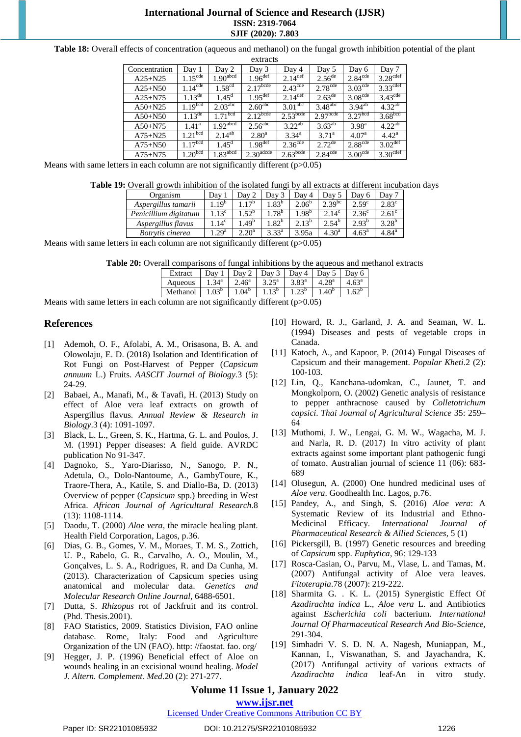**Table 18:** Overall effects of concentration (aqueous and methanol) on the fungal growth inhibition potential of the plant extracts

| Concentration | Day 1 | Day 2 | Day 3 | Day 4 | Day 5 | Day 6 | Day 7 |
|---|---|---|---|---|---|---|---|
| A25+N25 | 1.15$^{cde}$ | 1.90$^{abcd}$ | 1.96$^{def}$ | 2.14$^{def}$ | 2.56$^{de}$ | 2.84$^{cde}$ | 3.28$^{cdef}$ |
| A25+N50 | 1.14$^{cde}$ | 1.58$^{cd}$ | 2.17$^{bcde}$ | 2.43$^{cde}$ | 2.78$^{cde}$ | 3.03$^{cde}$ | 3.33$^{cdef}$ |
| A25+N75 | 1.13$^{de}$ | 1.45$^{d}$ | 1.95$^{def}$ | 2.14$^{def}$ | 2.63$^{de}$ | 3.08$^{cde}$ | 3.43$^{cde}$ |
| A50+N25 | 1.19$^{bcd}$ | 2.03$^{abc}$ | 2.60$^{abc}$ | 3.01$^{abc}$ | 3.48$^{abc}$ | 3.94$^{ab}$ | 4.32$^{ab}$ |
| A50+N50 | 1.13$^{de}$ | 1.71$^{bcd}$ | 2.12$^{bcde}$ | 2.53$^{bcde}$ | 2.97$^{bcde}$ | 3.27$^{bcd}$ | 3.68$^{bcd}$ |
| A50+N75 | 1.41$^{a}$ | 1.92$^{abcd}$ | 2.56$^{abc}$ | 3.22$^{ab}$ | 3.63$^{ab}$ | 3.98$^{a}$ | 4.22$^{ab}$ |
| A75+N25 | 1.21$^{bcd}$ | 2.14$^{ab}$ | 2.80$^{a}$ | 3.34$^{a}$ | 3.71$^{a}$ | 4.07$^{a}$ | 4.42$^{a}$ |
| A75+N50 | 1.17$^{bcd}$ | 1.45$^{d}$ | 1.98$^{def}$ | 2.36$^{cde}$ | 2.72$^{de}$ | 2.88$^{cde}$ | 3.02$^{def}$ |
| A75+N75 | 1.20$^{bcd}$ | 1.83$^{abcd}$ | 2.30$^{adcde}$ | 2.63$^{bcde}$ | 2.84$^{cde}$ | 3.00$^{cde}$ | 3.30$^{cdef}$ |

Means with same letters in each column are not significantly different (p>0.05)

**Table 19:** Overall growth inhibition of the isolated fungi by all extracts at different incubation days

| Organism | Day 1 | Day 2 | Day 3 | Day 4 | Day 5 | Day 6 | Day 7 |
|---|---|---|---|---|---|---|---|
| *Aspergillus tamarii* | 1.19$^{b}$ | 1.17$^{b}$ | 1.83$^{b}$ | 2.06$^{b}$ | 2.39$^{bc}$ | 2.59$^{c}$ | 2.83$^{c}$ |
| *Penicillium digitatum* | 1.13$^{c}$ | 1.52$^{b}$ | 1.78$^{b}$ | 1.98$^{b}$ | 2.14$^{c}$ | 2.36$^{c}$ | 2.61$^{c}$ |
| *Aspergillus flavus* | 1.14$^{c}$ | 1.49$^{b}$ | 1.82$^{b}$ | 2.13$^{b}$ | 2.54$^{b}$ | 2.93$^{b}$ | 3.28$^{b}$ |
| *Botrytis cinerea* | 1.29$^{a}$ | 2.20$^{a}$ | 3.33$^{a}$ | 3.95a | 4.30$^{a}$ | 4.63$^{a}$ | 4.84$^{a}$ |

Means with same letters in each column are not significantly different (p>0.05)

**Table 20:** Overall comparisons of fungal inhibitions by the aqueous and methanol extracts

| Extract | Day 1 | Day 2 | Day 3 | Day 4 | Day 5 | Day 6 |
|---|---|---|---|---|---|---|
| Aqueous | 1.34$^{a}$ | 2.46$^{a}$ | 3.25$^{a}$ | 3.83$^{a}$ | 4.28$^{a}$ | 4.63$^{a}$ |
| Methanol | 1.03$^{b}$ | 1.04$^{b}$ | 1.13$^{b}$ | 1.23$^{b}$ | 1.40$^{b}$ | 1.62$^{b}$ |

Means with same letters in each column are not significantly different (p>0.05)

## References

[1] Ademoh, O. F., Afolabi, A. M., Orisasona, B. A. and Olowolaju, E. D. (2018) Isolation and Identification of Rot Fungi on Post-Harvest of Pepper (*Capsicum annuum* L.) Fruits. *AASCIT Journal of Biology*.3 (5): 24-29.

[2] Babaei, A., Manafi, M., & Tavafi, H. (2013) Study on effect of Aloe vera leaf extracts on growth of Aspergillus flavus. *Annual Review & Research in Biology*.3 (4): 1091-1097.

[3] Black, L. L., Green, S. K., Hartma, G. L. and Poulos, J. M. (1991) Pepper diseases: A field guide. AVRDC publication No 91-347.

[4] Dagnoko, S., Yaro-Diarisso, N., Sanogo, P. N., Adetula, O., Dolo-Nantoume, A., GambyToure, K., Traore-Thera, A., Katile, S. and Diallo-Ba, D. (2013) Overview of pepper (*Capsicum* spp.) breeding in West Africa. *African Journal of Agricultural Research*.8 (13): 1108-1114.

[5] Daodu, T. (2000) *Aloe vera*, the miracle healing plant. Health Field Corporation, Lagos, p.36.

[6] Dias, G. B., Gomes, V. M., Moraes, T. M. S., Zottich, U. P., Rabelo, G. R., Carvalho, A. O., Moulin, M., Gonçalves, L. S. A., Rodrigues, R. and Da Cunha, M. (2013). Characterization of Capsicum species using anatomical and molecular data. *Genetics and Molecular Research Online Journal*, 6488-6501.

[7] Dutta, S. *Rhizopus* rot of Jackfruit and its control. (Phd. Thesis.2001).

[8] FAO Statistics, 2009. Statistics Division, FAO online database. Rome, Italy: Food and Agriculture Organization of the UN (FAO). http: //faostat. fao. org/

[9] Hegger, J. P. (1996) Beneficial effect of Aloe on wounds healing in an excisional wound healing. *Model J. Altern. Complement. Med*.20 (2): 271-277.

[10] Howard, R. J., Garland, J. A. and Seaman, W. L. (1994) Diseases and pests of vegetable crops in Canada.

[11] Katoch, A., and Kapoor, P. (2014) Fungal Diseases of Capsicum and their management. *Popular Kheti*.2 (2): 100-103.

[12] Lin, Q., Kanchana-udomkan, C., Jaunet, T. and Mongkolporn, O. (2002) Genetic analysis of resistance to pepper anthracnose caused by *Colletotrichum capsici*. *Thai Journal of Agricultural Science* 35: 259–64

[13] Muthomi, J. W., Lengai, G. M. W., Wagacha, M. J. and Narla, R. D. (2017) In vitro activity of plant extracts against some important plant pathogenic fungi of tomato. Australian journal of science 11 (06): 683-689

[14] Olusegun, A. (2000) One hundred medicinal uses of *Aloe vera*. Goodhealth Inc. Lagos, p.76.

[15] Pandey, A., and Singh, S. (2016) *Aloe vera*: A Systematic Review of its Industrial and Ethno-Medicinal Efficacy. *International Journal of Pharmaceutical Research & Allied Sciences*, 5 (1)

[16] Pickersgill, B. (1997) Genetic resources and breeding of *Capsicum* spp. *Euphytica*, 96: 129-133

[17] Rosca-Casian, O., Parvu, M., Vlase, L. and Tamas, M. (2007) Antifungal activity of Aloe vera leaves. *Fitoterapia*.78 (2007): 219-222.

[18] Sharmita G. . K. L. (2015) Synergistic Effect Of *Azadirachta indica* L., *Aloe vera* L. and Antibiotics against *Escherichia coli* bacterium. *International Journal Of Pharmaceutical Research And Bio-Science*, 291-304.

[19] Simhadri V. S. D. N. A. Nagesh, Muniappan, M., Kannan, I., Viswanathan, S. and Jayachandra, K. (2017) Antifungal activity of various extracts of *Azadirachta indica* leaf-An in vitro study.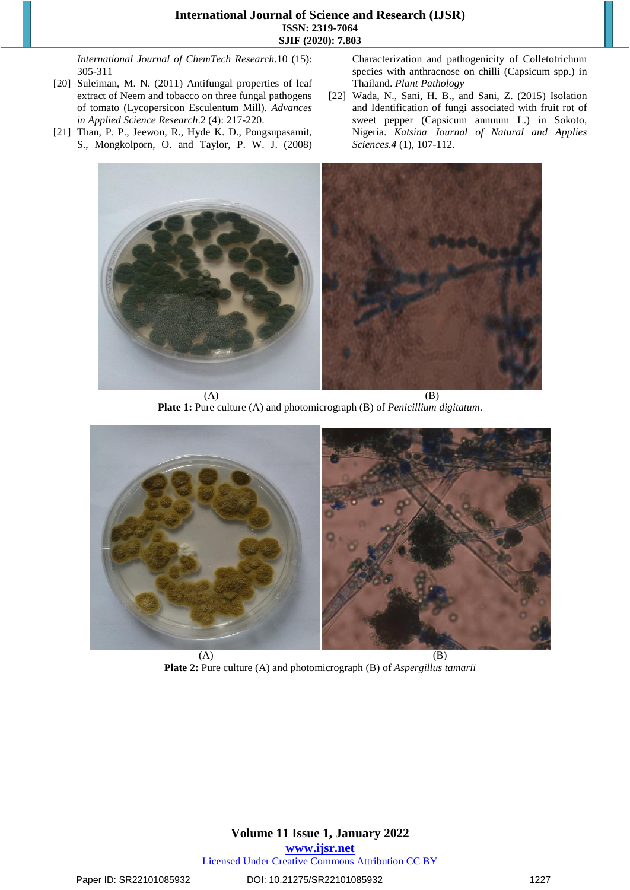*International Journal of ChemTech Research*.10 (15): 305-311

[20] Suleiman, M. N. (2011) Antifungal properties of leaf extract of Neem and tobacco on three fungal pathogens of tomato (Lycopersicon Esculentum Mill). *Advances in Applied Science Research*.2 (4): 217-220.

[21] Than, P. P., Jeewon, R., Hyde K. D., Pongsupasamit, S., Mongkolporn, O. and Taylor, P. W. J. (2008) Characterization and pathogenicity of Colletotrichum species with anthracnose on chilli (Capsicum spp.) in Thailand. *Plant Pathology*

[22] Wada, N., Sani, H. B., and Sani, Z. (2015) Isolation and Identification of fungi associated with fruit rot of sweet pepper (Capsicum annuum L.) in Sokoto, Nigeria. *Katsina Journal of Natural and Applies Sciences.4* (1), 107-112.

(A) (B)

**Plate 1:** Pure culture (A) and photomicrograph (B) of *Penicillium digitatum*.

(A) (B)

**Plate 2:** Pure culture (A) and photomicrograph (B) of *Aspergillus tamarii*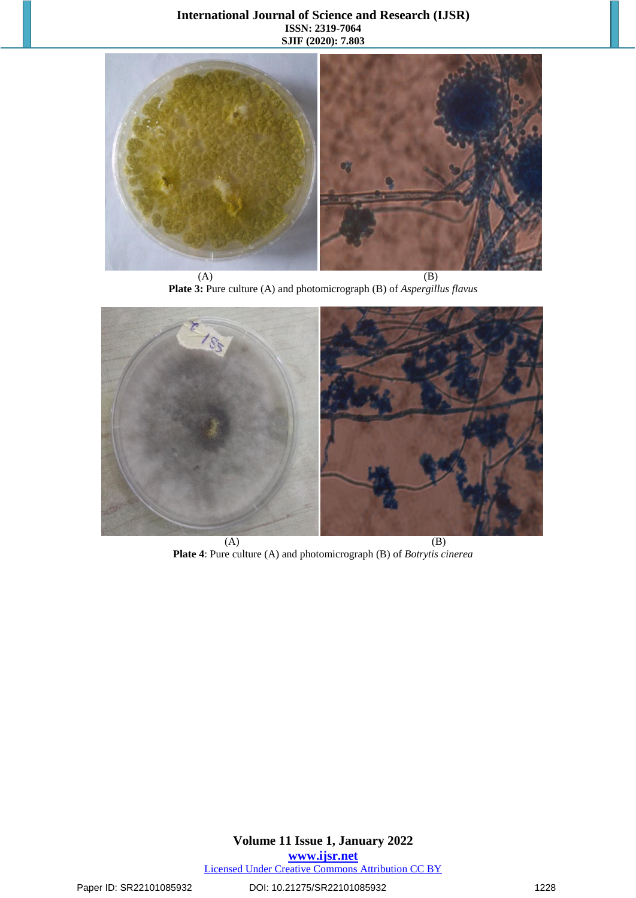(A) (B)

**Plate 3:** Pure culture (A) and photomicrograph (B) of *Aspergillus flavus*

(A) (B)

**Plate 4**: Pure culture (A) and photomicrograph (B) of *Botrytis cinerea*